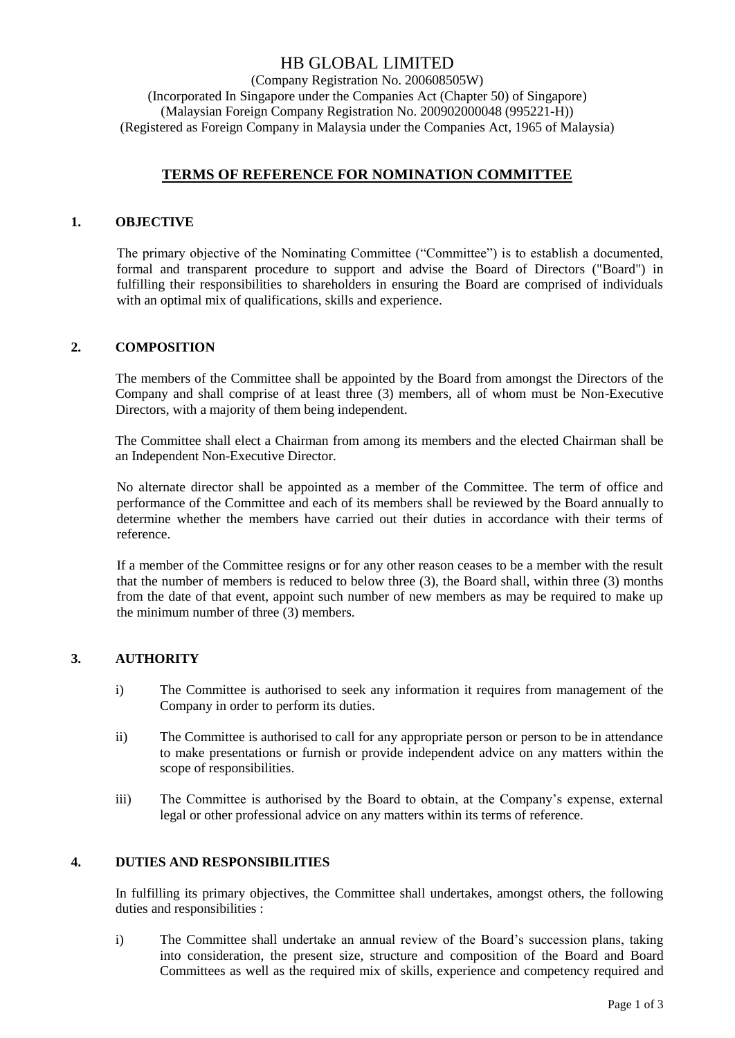# HB GLOBAL LIMITED

(Company Registration No. 200608505W)
(Incorporated In Singapore under the Companies Act (Chapter 50) of Singapore)
(Malaysian Foreign Company Registration No. 200902000048 (995221-H))
(Registered as Foreign Company in Malaysia under the Companies Act, 1965 of Malaysia)

## TERMS OF REFERENCE FOR NOMINATION COMMITTEE

### 1. OBJECTIVE

The primary objective of the Nominating Committee ("Committee") is to establish a documented, formal and transparent procedure to support and advise the Board of Directors ("Board") in fulfilling their responsibilities to shareholders in ensuring the Board are comprised of individuals with an optimal mix of qualifications, skills and experience.

### 2. COMPOSITION

The members of the Committee shall be appointed by the Board from amongst the Directors of the Company and shall comprise of at least three (3) members, all of whom must be Non-Executive Directors, with a majority of them being independent.

The Committee shall elect a Chairman from among its members and the elected Chairman shall be an Independent Non-Executive Director.

No alternate director shall be appointed as a member of the Committee. The term of office and performance of the Committee and each of its members shall be reviewed by the Board annually to determine whether the members have carried out their duties in accordance with their terms of reference.

If a member of the Committee resigns or for any other reason ceases to be a member with the result that the number of members is reduced to below three (3), the Board shall, within three (3) months from the date of that event, appoint such number of new members as may be required to make up the minimum number of three (3) members.

### 3. AUTHORITY

i) The Committee is authorised to seek any information it requires from management of the Company in order to perform its duties.

ii) The Committee is authorised to call for any appropriate person or person to be in attendance to make presentations or furnish or provide independent advice on any matters within the scope of responsibilities.

iii) The Committee is authorised by the Board to obtain, at the Company's expense, external legal or other professional advice on any matters within its terms of reference.

### 4. DUTIES AND RESPONSIBILITIES

In fulfilling its primary objectives, the Committee shall undertakes, amongst others, the following duties and responsibilities :

i) The Committee shall undertake an annual review of the Board's succession plans, taking into consideration, the present size, structure and composition of the Board and Board Committees as well as the required mix of skills, experience and competency required and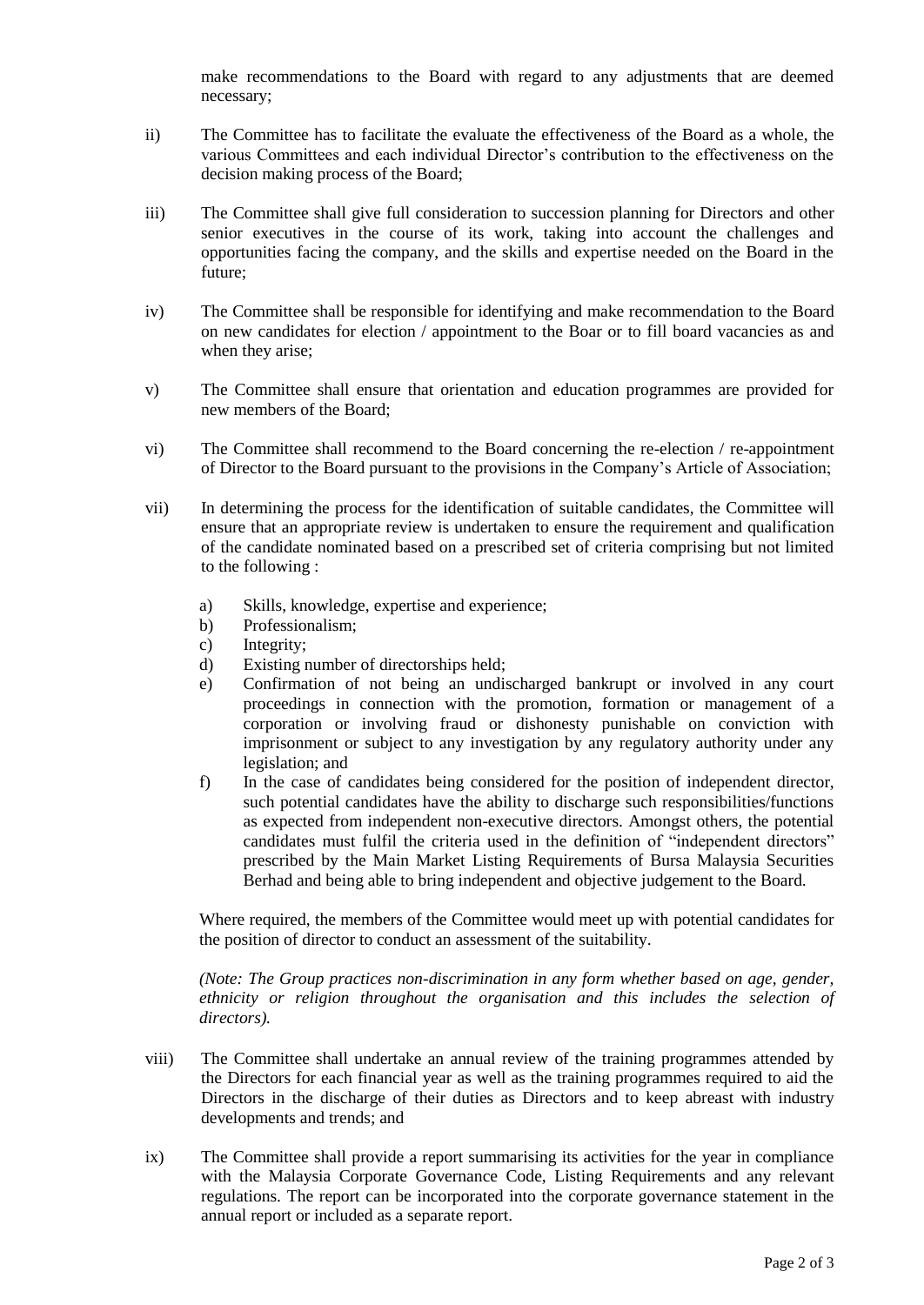make recommendations to the Board with regard to any adjustments that are deemed necessary;

ii) The Committee has to facilitate the evaluate the effectiveness of the Board as a whole, the various Committees and each individual Director's contribution to the effectiveness on the decision making process of the Board;

iii) The Committee shall give full consideration to succession planning for Directors and other senior executives in the course of its work, taking into account the challenges and opportunities facing the company, and the skills and expertise needed on the Board in the future;

iv) The Committee shall be responsible for identifying and make recommendation to the Board on new candidates for election / appointment to the Boar or to fill board vacancies as and when they arise;

v) The Committee shall ensure that orientation and education programmes are provided for new members of the Board;

vi) The Committee shall recommend to the Board concerning the re-election / re-appointment of Director to the Board pursuant to the provisions in the Company's Article of Association;

vii) In determining the process for the identification of suitable candidates, the Committee will ensure that an appropriate review is undertaken to ensure the requirement and qualification of the candidate nominated based on a prescribed set of criteria comprising but not limited to the following :

   a) Skills, knowledge, expertise and experience;
   b) Professionalism;
   c) Integrity;
   d) Existing number of directorships held;
   e) Confirmation of not being an undischarged bankrupt or involved in any court proceedings in connection with the promotion, formation or management of a corporation or involving fraud or dishonesty punishable on conviction with imprisonment or subject to any investigation by any regulatory authority under any legislation; and
   f) In the case of candidates being considered for the position of independent director, such potential candidates have the ability to discharge such responsibilities/functions as expected from independent non-executive directors. Amongst others, the potential candidates must fulfil the criteria used in the definition of "independent directors" prescribed by the Main Market Listing Requirements of Bursa Malaysia Securities Berhad and being able to bring independent and objective judgement to the Board.

   Where required, the members of the Committee would meet up with potential candidates for the position of director to conduct an assessment of the suitability.

   *(Note: The Group practices non-discrimination in any form whether based on age, gender, ethnicity or religion throughout the organisation and this includes the selection of directors).*

viii) The Committee shall undertake an annual review of the training programmes attended by the Directors for each financial year as well as the training programmes required to aid the Directors in the discharge of their duties as Directors and to keep abreast with industry developments and trends; and

ix) The Committee shall provide a report summarising its activities for the year in compliance with the Malaysia Corporate Governance Code, Listing Requirements and any relevant regulations. The report can be incorporated into the corporate governance statement in the annual report or included as a separate report.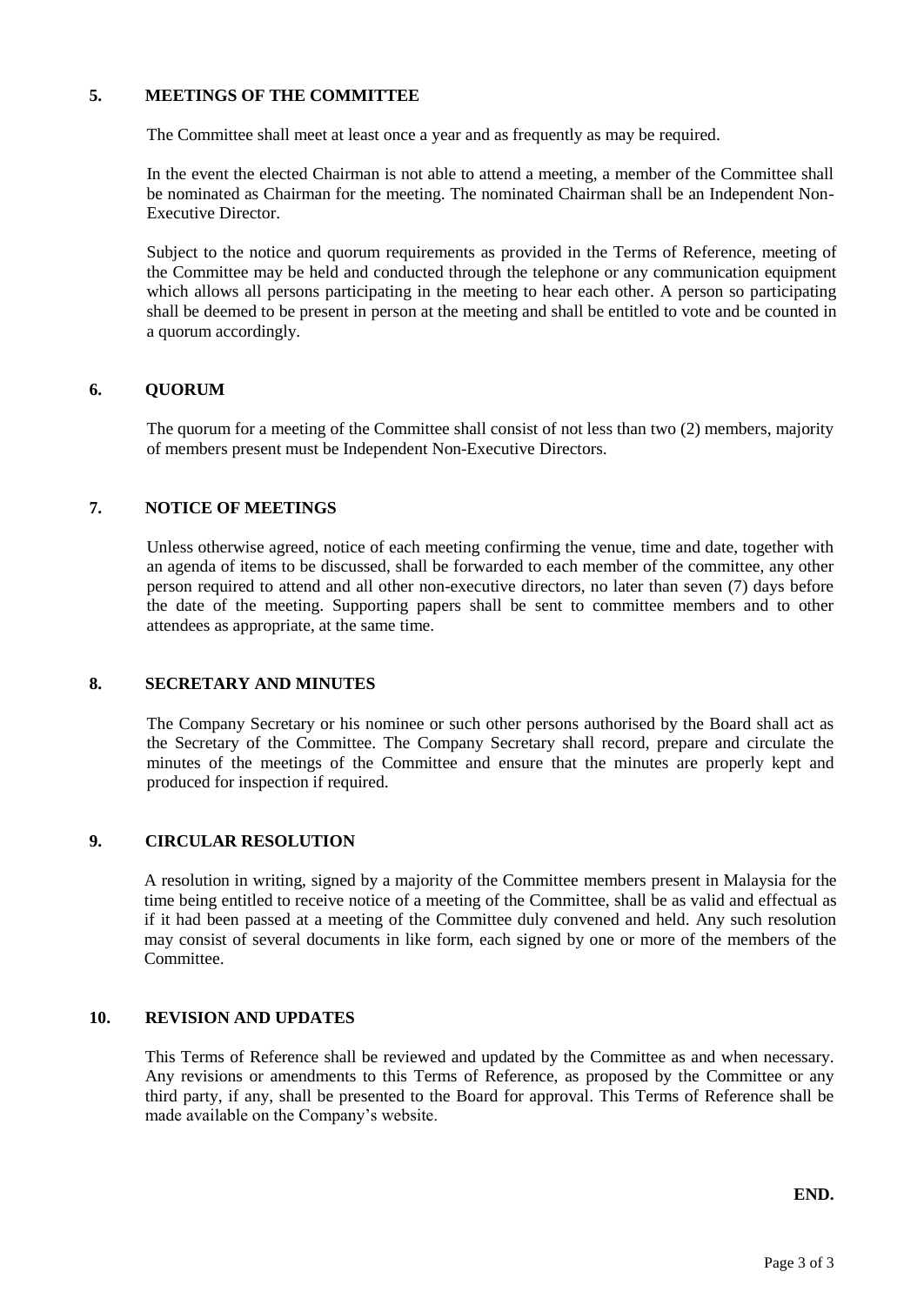## 5. MEETINGS OF THE COMMITTEE

The Committee shall meet at least once a year and as frequently as may be required.

In the event the elected Chairman is not able to attend a meeting, a member of the Committee shall be nominated as Chairman for the meeting. The nominated Chairman shall be an Independent Non-Executive Director.

Subject to the notice and quorum requirements as provided in the Terms of Reference, meeting of the Committee may be held and conducted through the telephone or any communication equipment which allows all persons participating in the meeting to hear each other. A person so participating shall be deemed to be present in person at the meeting and shall be entitled to vote and be counted in a quorum accordingly.

## 6. QUORUM

The quorum for a meeting of the Committee shall consist of not less than two (2) members, majority of members present must be Independent Non-Executive Directors.

## 7. NOTICE OF MEETINGS

Unless otherwise agreed, notice of each meeting confirming the venue, time and date, together with an agenda of items to be discussed, shall be forwarded to each member of the committee, any other person required to attend and all other non-executive directors, no later than seven (7) days before the date of the meeting. Supporting papers shall be sent to committee members and to other attendees as appropriate, at the same time.

## 8. SECRETARY AND MINUTES

The Company Secretary or his nominee or such other persons authorised by the Board shall act as the Secretary of the Committee. The Company Secretary shall record, prepare and circulate the minutes of the meetings of the Committee and ensure that the minutes are properly kept and produced for inspection if required.

## 9. CIRCULAR RESOLUTION

A resolution in writing, signed by a majority of the Committee members present in Malaysia for the time being entitled to receive notice of a meeting of the Committee, shall be as valid and effectual as if it had been passed at a meeting of the Committee duly convened and held. Any such resolution may consist of several documents in like form, each signed by one or more of the members of the Committee.

## 10. REVISION AND UPDATES

This Terms of Reference shall be reviewed and updated by the Committee as and when necessary. Any revisions or amendments to this Terms of Reference, as proposed by the Committee or any third party, if any, shall be presented to the Board for approval. This Terms of Reference shall be made available on the Company's website.

**END.**